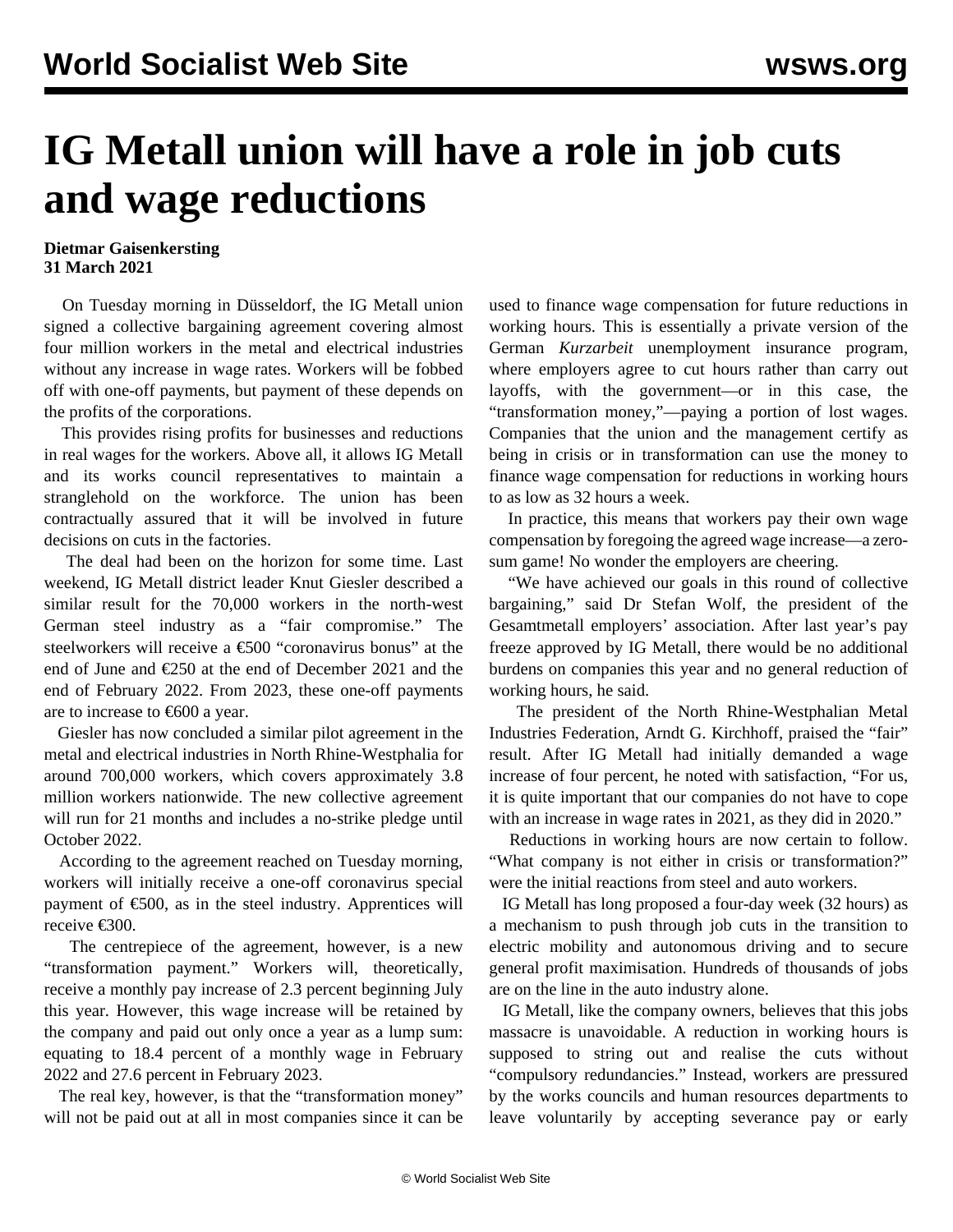# IG Metall union will have a role in job cuts and wage reductions

**Dietmar Gaisenkersting**
**31 March 2021**

On Tuesday morning in Düsseldorf, the IG Metall union signed a collective bargaining agreement covering almost four million workers in the metal and electrical industries without any increase in wage rates. Workers will be fobbed off with one-off payments, but payment of these depends on the profits of the corporations.

This provides rising profits for businesses and reductions in real wages for the workers. Above all, it allows IG Metall and its works council representatives to maintain a stranglehold on the workforce. The union has been contractually assured that it will be involved in future decisions on cuts in the factories.

The deal had been on the horizon for some time. Last weekend, IG Metall district leader Knut Giesler described a similar result for the 70,000 workers in the north-west German steel industry as a "fair compromise." The steelworkers will receive a €500 "coronavirus bonus" at the end of June and €250 at the end of December 2021 and the end of February 2022. From 2023, these one-off payments are to increase to €600 a year.

Giesler has now concluded a similar pilot agreement in the metal and electrical industries in North Rhine-Westphalia for around 700,000 workers, which covers approximately 3.8 million workers nationwide. The new collective agreement will run for 21 months and includes a no-strike pledge until October 2022.

According to the agreement reached on Tuesday morning, workers will initially receive a one-off coronavirus special payment of €500, as in the steel industry. Apprentices will receive €300.

The centrepiece of the agreement, however, is a new "transformation payment." Workers will, theoretically, receive a monthly pay increase of 2.3 percent beginning July this year. However, this wage increase will be retained by the company and paid out only once a year as a lump sum: equating to 18.4 percent of a monthly wage in February 2022 and 27.6 percent in February 2023.

The real key, however, is that the "transformation money" will not be paid out at all in most companies since it can be used to finance wage compensation for future reductions in working hours. This is essentially a private version of the German *Kurzarbeit* unemployment insurance program, where employers agree to cut hours rather than carry out layoffs, with the government—or in this case, the "transformation money,"—paying a portion of lost wages. Companies that the union and the management certify as being in crisis or in transformation can use the money to finance wage compensation for reductions in working hours to as low as 32 hours a week.

In practice, this means that workers pay their own wage compensation by foregoing the agreed wage increase—a zero-sum game! No wonder the employers are cheering.

"We have achieved our goals in this round of collective bargaining," said Dr Stefan Wolf, the president of the Gesamtmetall employers' association. After last year's pay freeze approved by IG Metall, there would be no additional burdens on companies this year and no general reduction of working hours, he said.

The president of the North Rhine-Westphalian Metal Industries Federation, Arndt G. Kirchhoff, praised the "fair" result. After IG Metall had initially demanded a wage increase of four percent, he noted with satisfaction, "For us, it is quite important that our companies do not have to cope with an increase in wage rates in 2021, as they did in 2020."

Reductions in working hours are now certain to follow. "What company is not either in crisis or transformation?" were the initial reactions from steel and auto workers.

IG Metall has long proposed a four-day week (32 hours) as a mechanism to push through job cuts in the transition to electric mobility and autonomous driving and to secure general profit maximisation. Hundreds of thousands of jobs are on the line in the auto industry alone.

IG Metall, like the company owners, believes that this jobs massacre is unavoidable. A reduction in working hours is supposed to string out and realise the cuts without "compulsory redundancies." Instead, workers are pressured by the works councils and human resources departments to leave voluntarily by accepting severance pay or early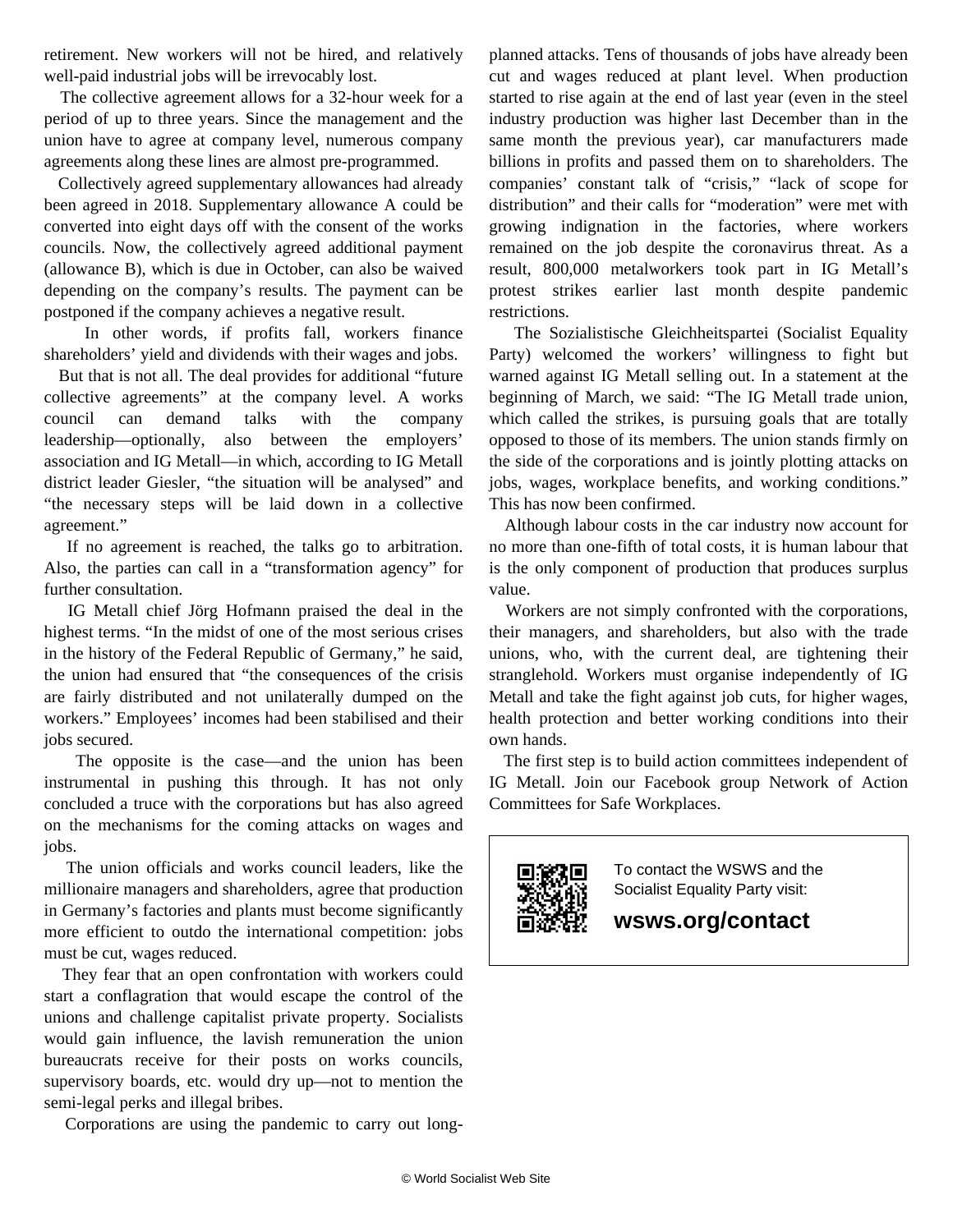retirement. New workers will not be hired, and relatively well-paid industrial jobs will be irrevocably lost.

The collective agreement allows for a 32-hour week for a period of up to three years. Since the management and the union have to agree at company level, numerous company agreements along these lines are almost pre-programmed.

Collectively agreed supplementary allowances had already been agreed in 2018. Supplementary allowance A could be converted into eight days off with the consent of the works councils. Now, the collectively agreed additional payment (allowance B), which is due in October, can also be waived depending on the company's results. The payment can be postponed if the company achieves a negative result.

In other words, if profits fall, workers finance shareholders' yield and dividends with their wages and jobs.

But that is not all. The deal provides for additional "future collective agreements" at the company level. A works council can demand talks with the company leadership—optionally, also between the employers' association and IG Metall—in which, according to IG Metall district leader Giesler, "the situation will be analysed" and "the necessary steps will be laid down in a collective agreement."

If no agreement is reached, the talks go to arbitration. Also, the parties can call in a "transformation agency" for further consultation.

IG Metall chief Jörg Hofmann praised the deal in the highest terms. "In the midst of one of the most serious crises in the history of the Federal Republic of Germany," he said, the union had ensured that "the consequences of the crisis are fairly distributed and not unilaterally dumped on the workers." Employees' incomes had been stabilised and their jobs secured.

The opposite is the case—and the union has been instrumental in pushing this through. It has not only concluded a truce with the corporations but has also agreed on the mechanisms for the coming attacks on wages and jobs.

The union officials and works council leaders, like the millionaire managers and shareholders, agree that production in Germany's factories and plants must become significantly more efficient to outdo the international competition: jobs must be cut, wages reduced.

They fear that an open confrontation with workers could start a conflagration that would escape the control of the unions and challenge capitalist private property. Socialists would gain influence, the lavish remuneration the union bureaucrats receive for their posts on works councils, supervisory boards, etc. would dry up—not to mention the semi-legal perks and illegal bribes.

Corporations are using the pandemic to carry out long-planned attacks. Tens of thousands of jobs have already been cut and wages reduced at plant level. When production started to rise again at the end of last year (even in the steel industry production was higher last December than in the same month the previous year), car manufacturers made billions in profits and passed them on to shareholders. The companies' constant talk of "crisis," "lack of scope for distribution" and their calls for "moderation" were met with growing indignation in the factories, where workers remained on the job despite the coronavirus threat. As a result, 800,000 metalworkers took part in IG Metall's protest strikes earlier last month despite pandemic restrictions.

The Sozialistische Gleichheitspartei (Socialist Equality Party) welcomed the workers' willingness to fight but warned against IG Metall selling out. In a statement at the beginning of March, we said: "The IG Metall trade union, which called the strikes, is pursuing goals that are totally opposed to those of its members. The union stands firmly on the side of the corporations and is jointly plotting attacks on jobs, wages, workplace benefits, and working conditions." This has now been confirmed.

Although labour costs in the car industry now account for no more than one-fifth of total costs, it is human labour that is the only component of production that produces surplus value.

Workers are not simply confronted with the corporations, their managers, and shareholders, but also with the trade unions, who, with the current deal, are tightening their stranglehold. Workers must organise independently of IG Metall and take the fight against job cuts, for higher wages, health protection and better working conditions into their own hands.

The first step is to build action committees independent of IG Metall. Join our Facebook group Network of Action Committees for Safe Workplaces.

To contact the WSWS and the Socialist Equality Party visit:

**wsws.org/contact**